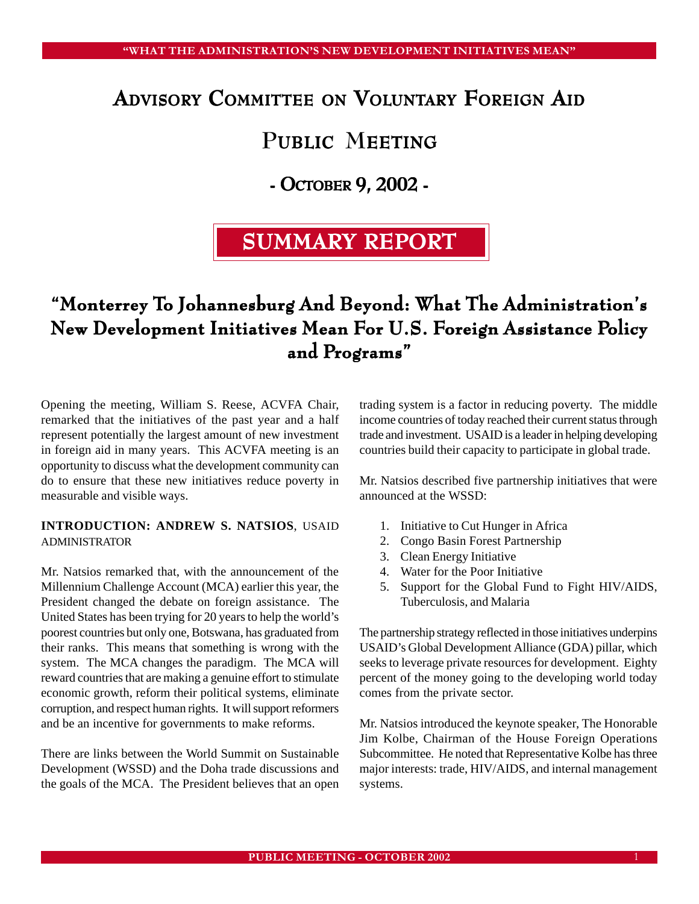# Advisory Committee on Voluntary Foreign Aid

# Public Meeting

## - October 9, 2002 -

## SUMMARY REPORT

## "Monterrey To Johannesburg And Beyond: What The Administration's New Development Initiatives Mean For U.S. Foreign Assistance Policy and Programs"

Opening the meeting, William S. Reese, ACVFA Chair, remarked that the initiatives of the past year and a half represent potentially the largest amount of new investment in foreign aid in many years. This ACVFA meeting is an opportunity to discuss what the development community can do to ensure that these new initiatives reduce poverty in measurable and visible ways.

**INTRODUCTION: ANDREW S. NATSIOS**, USAID ADMINISTRATOR

Mr. Natsios remarked that, with the announcement of the Millennium Challenge Account (MCA) earlier this year, the President changed the debate on foreign assistance. The United States has been trying for 20 years to help the world's poorest countries but only one, Botswana, has graduated from their ranks. This means that something is wrong with the system. The MCA changes the paradigm. The MCA will reward countries that are making a genuine effort to stimulate economic growth, reform their political systems, eliminate corruption, and respect human rights. It will support reformers and be an incentive for governments to make reforms.

There are links between the World Summit on Sustainable Development (WSSD) and the Doha trade discussions and the goals of the MCA. The President believes that an open trading system is a factor in reducing poverty. The middle income countries of today reached their current status through trade and investment. USAID is a leader in helping developing countries build their capacity to participate in global trade.

Mr. Natsios described five partnership initiatives that were announced at the WSSD:

1. Initiative to Cut Hunger in Africa
2. Congo Basin Forest Partnership
3. Clean Energy Initiative
4. Water for the Poor Initiative
5. Support for the Global Fund to Fight HIV/AIDS, Tuberculosis, and Malaria

The partnership strategy reflected in those initiatives underpins USAID's Global Development Alliance (GDA) pillar, which seeks to leverage private resources for development. Eighty percent of the money going to the developing world today comes from the private sector.

Mr. Natsios introduced the keynote speaker, The Honorable Jim Kolbe, Chairman of the House Foreign Operations Subcommittee. He noted that Representative Kolbe has three major interests: trade, HIV/AIDS, and internal management systems.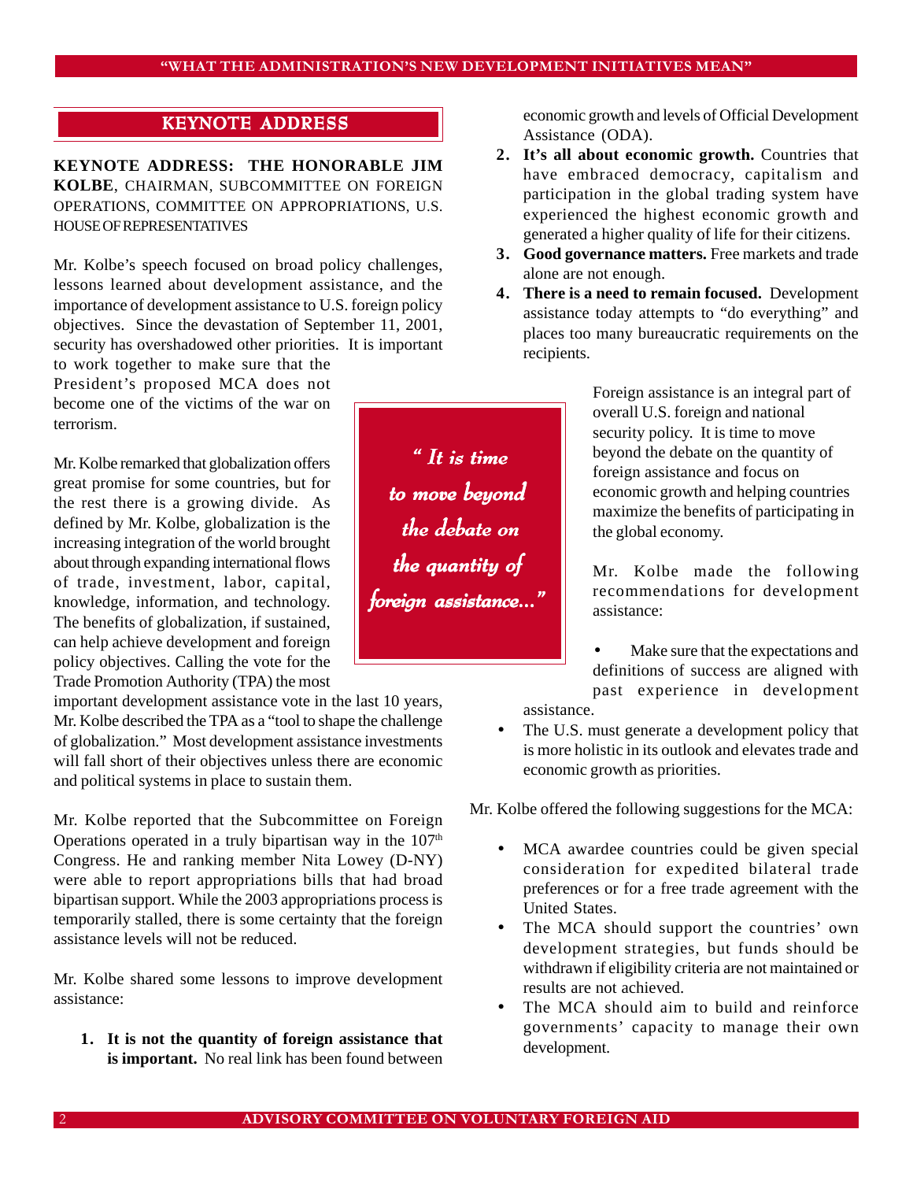## KEYNOTE ADDRESS

**KEYNOTE ADDRESS: THE HONORABLE JIM KOLBE**, CHAIRMAN, SUBCOMMITTEE ON FOREIGN OPERATIONS, COMMITTEE ON APPROPRIATIONS, U.S. HOUSE OF REPRESENTATIVES

Mr. Kolbe's speech focused on broad policy challenges, lessons learned about development assistance, and the importance of development assistance to U.S. foreign policy objectives. Since the devastation of September 11, 2001, security has overshadowed other priorities. It is important to work together to make sure that the President's proposed MCA does not become one of the victims of the war on terrorism.

Mr. Kolbe remarked that globalization offers great promise for some countries, but for the rest there is a growing divide. As defined by Mr. Kolbe, globalization is the increasing integration of the world brought about through expanding international flows of trade, investment, labor, capital, knowledge, information, and technology. The benefits of globalization, if sustained, can help achieve development and foreign policy objectives. Calling the vote for the Trade Promotion Authority (TPA) the most important development assistance vote in the last 10 years, Mr. Kolbe described the TPA as a "tool to shape the challenge of globalization." Most development assistance investments will fall short of their objectives unless there are economic and political systems in place to sustain them.

> *" It is time to move beyond the debate on the quantity of foreign assistance..."*

Mr. Kolbe reported that the Subcommittee on Foreign Operations operated in a truly bipartisan way in the 107th Congress. He and ranking member Nita Lowey (D-NY) were able to report appropriations bills that had broad bipartisan support. While the 2003 appropriations process is temporarily stalled, there is some certainty that the foreign assistance levels will not be reduced.

Mr. Kolbe shared some lessons to improve development assistance:

1. **It is not the quantity of foreign assistance that is important.** No real link has been found between economic growth and levels of Official Development Assistance (ODA).
2. **It's all about economic growth.** Countries that have embraced democracy, capitalism and participation in the global trading system have experienced the highest economic growth and generated a higher quality of life for their citizens.
3. **Good governance matters.** Free markets and trade alone are not enough.
4. **There is a need to remain focused.** Development assistance today attempts to "do everything" and places too many bureaucratic requirements on the recipients.

Foreign assistance is an integral part of overall U.S. foreign and national security policy. It is time to move beyond the debate on the quantity of foreign assistance and focus on economic growth and helping countries maximize the benefits of participating in the global economy.

Mr. Kolbe made the following recommendations for development assistance:

- Make sure that the expectations and definitions of success are aligned with past experience in development assistance.
- The U.S. must generate a development policy that is more holistic in its outlook and elevates trade and economic growth as priorities.

Mr. Kolbe offered the following suggestions for the MCA:

- MCA awardee countries could be given special consideration for expedited bilateral trade preferences or for a free trade agreement with the United States.
- The MCA should support the countries' own development strategies, but funds should be withdrawn if eligibility criteria are not maintained or results are not achieved.
- The MCA should aim to build and reinforce governments' capacity to manage their own development.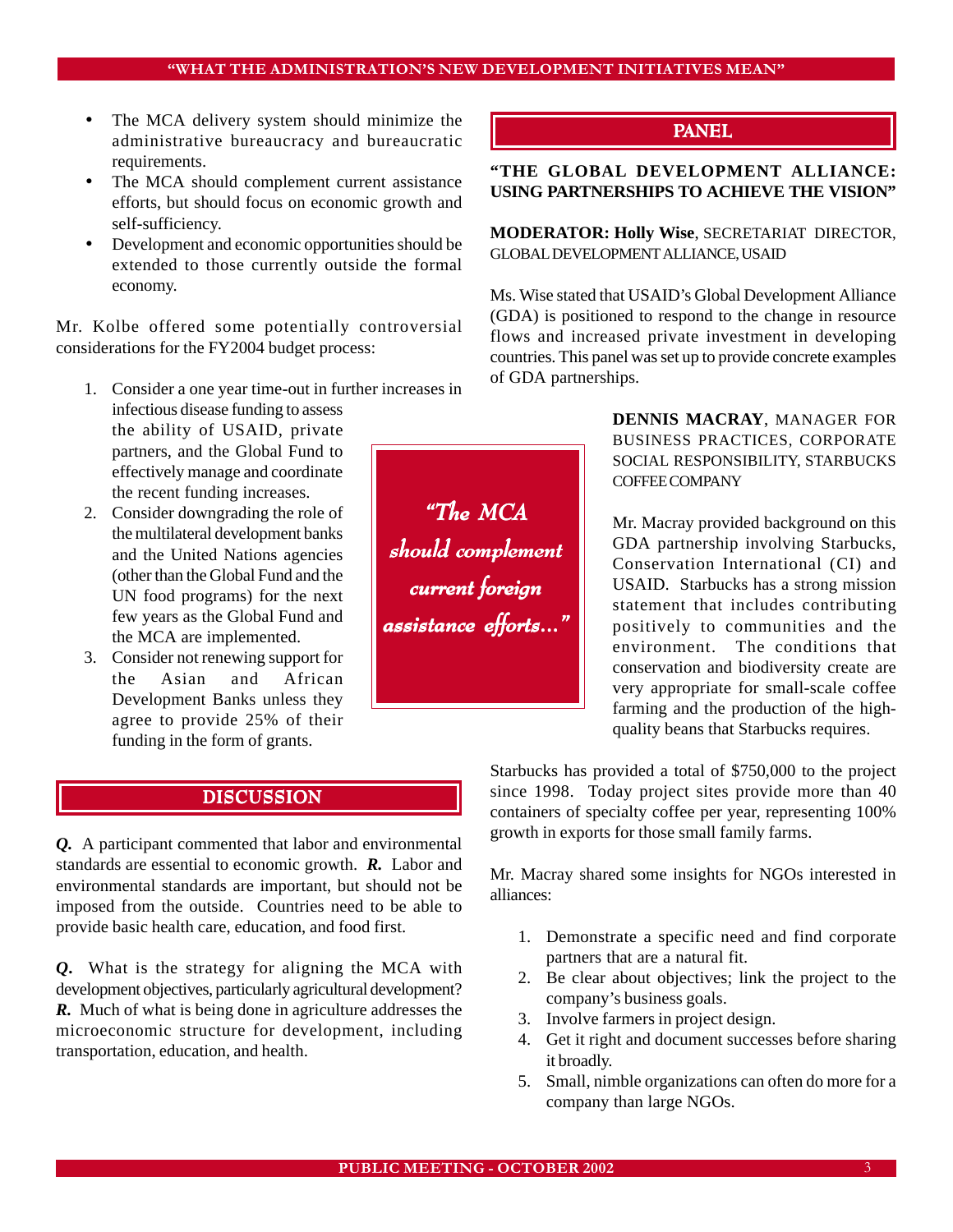- The MCA delivery system should minimize the administrative bureaucracy and bureaucratic requirements.
- The MCA should complement current assistance efforts, but should focus on economic growth and self-sufficiency.
- Development and economic opportunities should be extended to those currently outside the formal economy.

Mr. Kolbe offered some potentially controversial considerations for the FY2004 budget process:

1. Consider a one year time-out in further increases in infectious disease funding to assess the ability of USAID, private partners, and the Global Fund to effectively manage and coordinate the recent funding increases.
2. Consider downgrading the role of the multilateral development banks and the United Nations agencies (other than the Global Fund and the UN food programs) for the next few years as the Global Fund and the MCA are implemented.
3. Consider not renewing support for the Asian and African Development Banks unless they agree to provide 25% of their funding in the form of grants.

*"The MCA should complement current foreign assistance efforts..."*

## DISCUSSION

***Q.*** A participant commented that labor and environmental standards are essential to economic growth. ***R.*** Labor and environmental standards are important, but should not be imposed from the outside. Countries need to be able to provide basic health care, education, and food first.

***Q.*** What is the strategy for aligning the MCA with development objectives, particularly agricultural development? ***R.*** Much of what is being done in agriculture addresses the microeconomic structure for development, including transportation, education, and health.

## PANEL

### "THE GLOBAL DEVELOPMENT ALLIANCE: USING PARTNERSHIPS TO ACHIEVE THE VISION"

**MODERATOR: Holly Wise**, SECRETARIAT DIRECTOR, GLOBAL DEVELOPMENT ALLIANCE, USAID

Ms. Wise stated that USAID's Global Development Alliance (GDA) is positioned to respond to the change in resource flows and increased private investment in developing countries. This panel was set up to provide concrete examples of GDA partnerships.

**DENNIS MACRAY**, MANAGER FOR BUSINESS PRACTICES, CORPORATE SOCIAL RESPONSIBILITY, STARBUCKS COFFEE COMPANY

Mr. Macray provided background on this GDA partnership involving Starbucks, Conservation International (CI) and USAID. Starbucks has a strong mission statement that includes contributing positively to communities and the environment. The conditions that conservation and biodiversity create are very appropriate for small-scale coffee farming and the production of the high-quality beans that Starbucks requires.

Starbucks has provided a total of $750,000 to the project since 1998. Today project sites provide more than 40 containers of specialty coffee per year, representing 100% growth in exports for those small family farms.

Mr. Macray shared some insights for NGOs interested in alliances:

1. Demonstrate a specific need and find corporate partners that are a natural fit.
2. Be clear about objectives; link the project to the company's business goals.
3. Involve farmers in project design.
4. Get it right and document successes before sharing it broadly.
5. Small, nimble organizations can often do more for a company than large NGOs.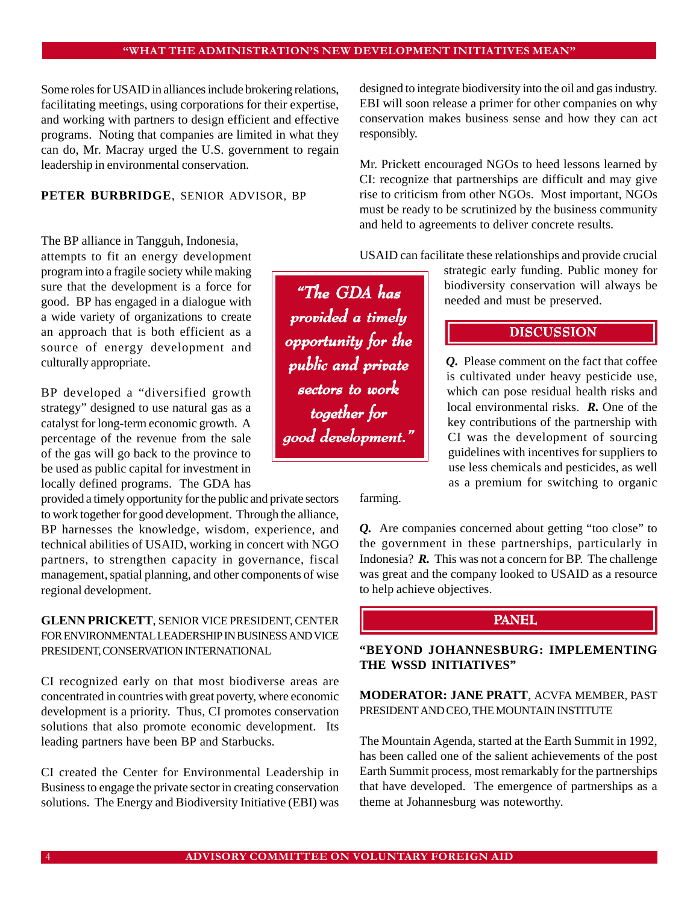Some roles for USAID in alliances include brokering relations, facilitating meetings, using corporations for their expertise, and working with partners to design efficient and effective programs. Noting that companies are limited in what they can do, Mr. Macray urged the U.S. government to regain leadership in environmental conservation.

**PETER BURBRIDGE**, SENIOR ADVISOR, BP

The BP alliance in Tangguh, Indonesia, attempts to fit an energy development program into a fragile society while making sure that the development is a force for good. BP has engaged in a dialogue with a wide variety of organizations to create an approach that is both efficient as a source of energy development and culturally appropriate.

BP developed a "diversified growth strategy" designed to use natural gas as a catalyst for long-term economic growth. A percentage of the revenue from the sale of the gas will go back to the province to be used as public capital for investment in locally defined programs. The GDA has provided a timely opportunity for the public and private sectors to work together for good development. Through the alliance, BP harnesses the knowledge, wisdom, experience, and technical abilities of USAID, working in concert with NGO partners, to strengthen capacity in governance, fiscal management, spatial planning, and other components of wise regional development.

> *"The GDA has provided a timely opportunity for the public and private sectors to work together for good development."*

**GLENN PRICKETT**, SENIOR VICE PRESIDENT, CENTER FOR ENVIRONMENTAL LEADERSHIP IN BUSINESS AND VICE PRESIDENT, CONSERVATION INTERNATIONAL

CI recognized early on that most biodiverse areas are concentrated in countries with great poverty, where economic development is a priority. Thus, CI promotes conservation solutions that also promote economic development. Its leading partners have been BP and Starbucks.

CI created the Center for Environmental Leadership in Business to engage the private sector in creating conservation solutions. The Energy and Biodiversity Initiative (EBI) was designed to integrate biodiversity into the oil and gas industry. EBI will soon release a primer for other companies on why conservation makes business sense and how they can act responsibly.

Mr. Prickett encouraged NGOs to heed lessons learned by CI: recognize that partnerships are difficult and may give rise to criticism from other NGOs. Most important, NGOs must be ready to be scrutinized by the business community and held to agreements to deliver concrete results.

USAID can facilitate these relationships and provide crucial strategic early funding. Public money for biodiversity conservation will always be needed and must be preserved.

## DISCUSSION

***Q.*** Please comment on the fact that coffee is cultivated under heavy pesticide use, which can pose residual health risks and local environmental risks. ***R.*** One of the key contributions of the partnership with CI was the development of sourcing guidelines with incentives for suppliers to use less chemicals and pesticides, as well as a premium for switching to organic farming.

***Q.*** Are companies concerned about getting "too close" to the government in these partnerships, particularly in Indonesia? ***R.*** This was not a concern for BP. The challenge was great and the company looked to USAID as a resource to help achieve objectives.

## PANEL

### "BEYOND JOHANNESBURG: IMPLEMENTING THE WSSD INITIATIVES"

**MODERATOR: JANE PRATT**, ACVFA MEMBER, PAST PRESIDENT AND CEO, THE MOUNTAIN INSTITUTE

The Mountain Agenda, started at the Earth Summit in 1992, has been called one of the salient achievements of the post Earth Summit process, most remarkably for the partnerships that have developed. The emergence of partnerships as a theme at Johannesburg was noteworthy.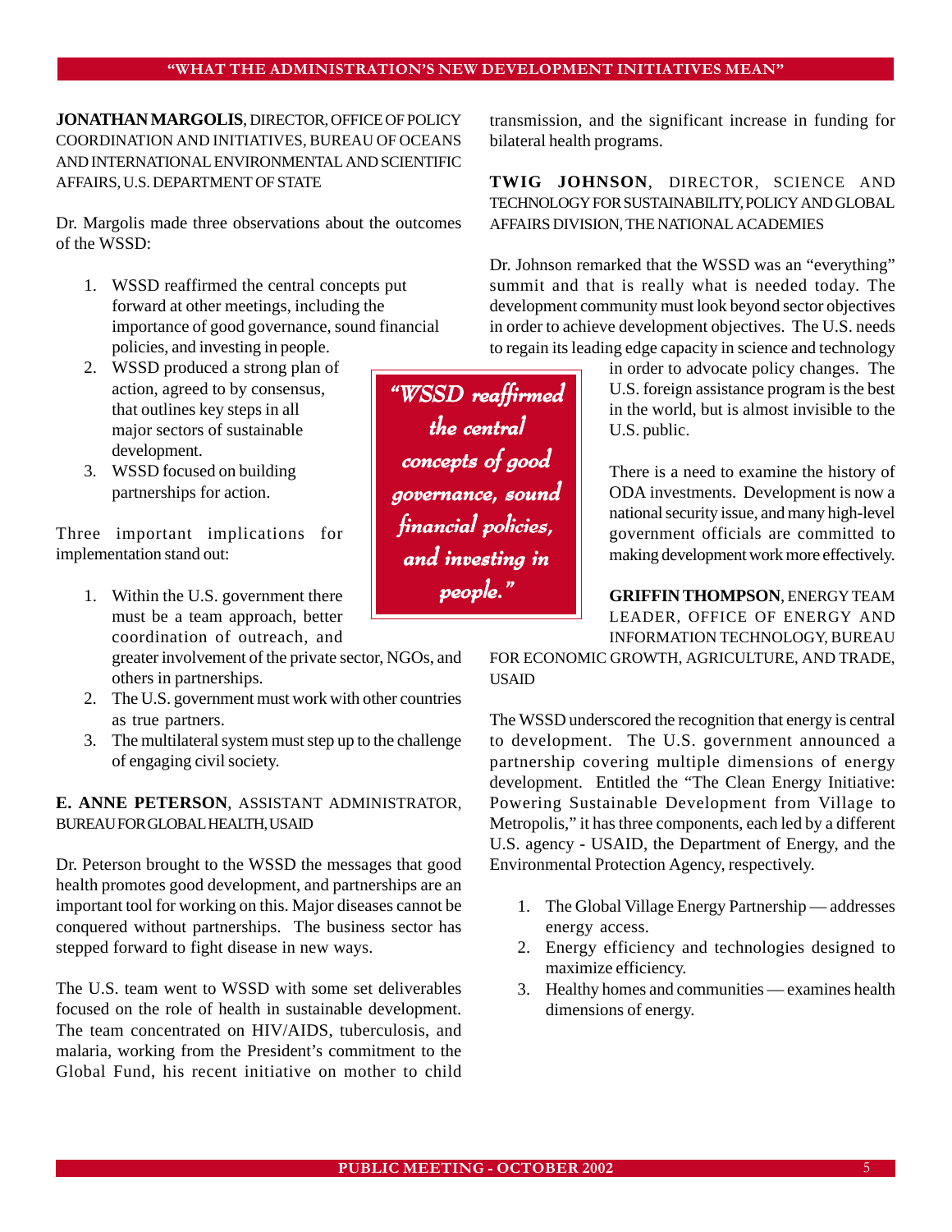**JONATHAN MARGOLIS**, DIRECTOR, OFFICE OF POLICY COORDINATION AND INITIATIVES, BUREAU OF OCEANS AND INTERNATIONAL ENVIRONMENTAL AND SCIENTIFIC AFFAIRS, U.S. DEPARTMENT OF STATE

Dr. Margolis made three observations about the outcomes of the WSSD:

1. WSSD reaffirmed the central concepts put forward at other meetings, including the importance of good governance, sound financial policies, and investing in people.
2. WSSD produced a strong plan of action, agreed to by consensus, that outlines key steps in all major sectors of sustainable development.
3. WSSD focused on building partnerships for action.

*"WSSD reaffirmed the central concepts of good governance, sound financial policies, and investing in people."*

Three important implications for implementation stand out:

1. Within the U.S. government there must be a team approach, better coordination of outreach, and greater involvement of the private sector, NGOs, and others in partnerships.
2. The U.S. government must work with other countries as true partners.
3. The multilateral system must step up to the challenge of engaging civil society.

**E. ANNE PETERSON**, ASSISTANT ADMINISTRATOR, BUREAU FOR GLOBAL HEALTH, USAID

Dr. Peterson brought to the WSSD the messages that good health promotes good development, and partnerships are an important tool for working on this. Major diseases cannot be conquered without partnerships. The business sector has stepped forward to fight disease in new ways.

The U.S. team went to WSSD with some set deliverables focused on the role of health in sustainable development. The team concentrated on HIV/AIDS, tuberculosis, and malaria, working from the President's commitment to the Global Fund, his recent initiative on mother to child transmission, and the significant increase in funding for bilateral health programs.

**TWIG JOHNSON**, DIRECTOR, SCIENCE AND TECHNOLOGY FOR SUSTAINABILITY, POLICY AND GLOBAL AFFAIRS DIVISION, THE NATIONAL ACADEMIES

Dr. Johnson remarked that the WSSD was an "everything" summit and that is really what is needed today. The development community must look beyond sector objectives in order to achieve development objectives. The U.S. needs to regain its leading edge capacity in science and technology in order to advocate policy changes. The U.S. foreign assistance program is the best in the world, but is almost invisible to the U.S. public.

There is a need to examine the history of ODA investments. Development is now a national security issue, and many high-level government officials are committed to making development work more effectively.

**GRIFFIN THOMPSON**, ENERGY TEAM LEADER, OFFICE OF ENERGY AND INFORMATION TECHNOLOGY, BUREAU FOR ECONOMIC GROWTH, AGRICULTURE, AND TRADE, USAID

The WSSD underscored the recognition that energy is central to development. The U.S. government announced a partnership covering multiple dimensions of energy development. Entitled the "The Clean Energy Initiative: Powering Sustainable Development from Village to Metropolis," it has three components, each led by a different U.S. agency - USAID, the Department of Energy, and the Environmental Protection Agency, respectively.

1. The Global Village Energy Partnership — addresses energy access.
2. Energy efficiency and technologies designed to maximize efficiency.
3. Healthy homes and communities — examines health dimensions of energy.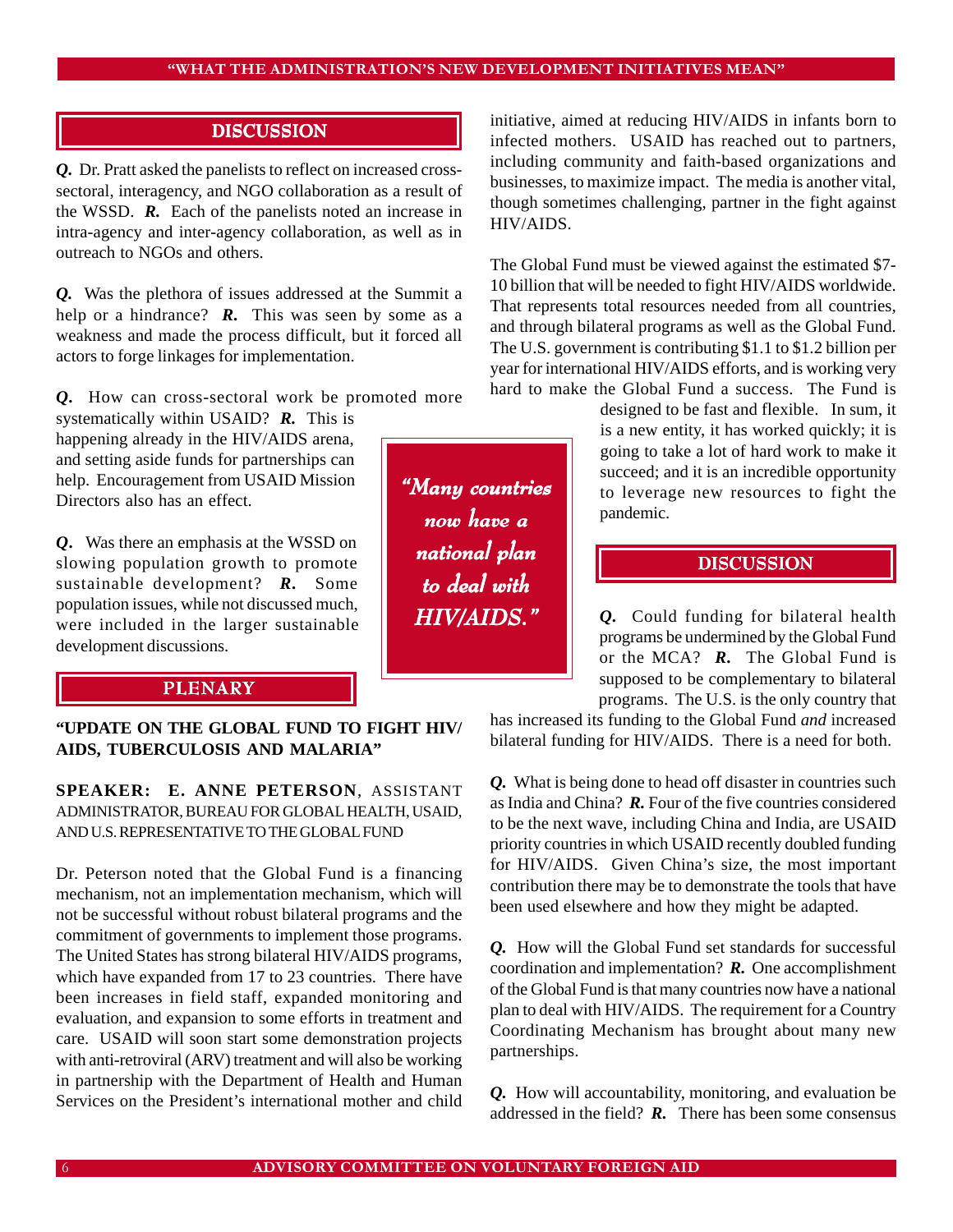## DISCUSSION

***Q.*** Dr. Pratt asked the panelists to reflect on increased cross-sectoral, interagency, and NGO collaboration as a result of the WSSD. ***R.*** Each of the panelists noted an increase in intra-agency and inter-agency collaboration, as well as in outreach to NGOs and others.

***Q.*** Was the plethora of issues addressed at the Summit a help or a hindrance? ***R.*** This was seen by some as a weakness and made the process difficult, but it forced all actors to forge linkages for implementation.

***Q.*** How can cross-sectoral work be promoted more systematically within USAID? ***R.*** This is happening already in the HIV/AIDS arena, and setting aside funds for partnerships can help. Encouragement from USAID Mission Directors also has an effect.

***Q.*** Was there an emphasis at the WSSD on slowing population growth to promote sustainable development? ***R.*** Some population issues, while not discussed much, were included in the larger sustainable development discussions.

## PLENARY

**"UPDATE ON THE GLOBAL FUND TO FIGHT HIV/AIDS, TUBERCULOSIS AND MALARIA"**

**SPEAKER: E. ANNE PETERSON**, ASSISTANT ADMINISTRATOR, BUREAU FOR GLOBAL HEALTH, USAID, AND U.S. REPRESENTATIVE TO THE GLOBAL FUND

Dr. Peterson noted that the Global Fund is a financing mechanism, not an implementation mechanism, which will not be successful without robust bilateral programs and the commitment of governments to implement those programs. The United States has strong bilateral HIV/AIDS programs, which have expanded from 17 to 23 countries. There have been increases in field staff, expanded monitoring and evaluation, and expansion to some efforts in treatment and care. USAID will soon start some demonstration projects with anti-retroviral (ARV) treatment and will also be working in partnership with the Department of Health and Human Services on the President's international mother and child initiative, aimed at reducing HIV/AIDS in infants born to infected mothers. USAID has reached out to partners, including community and faith-based organizations and businesses, to maximize impact. The media is another vital, though sometimes challenging, partner in the fight against HIV/AIDS.

The Global Fund must be viewed against the estimated $7-10 billion that will be needed to fight HIV/AIDS worldwide. That represents total resources needed from all countries, and through bilateral programs as well as the Global Fund. The U.S. government is contributing $1.1 to $1.2 billion per year for international HIV/AIDS efforts, and is working very hard to make the Global Fund a success. The Fund is designed to be fast and flexible. In sum, it is a new entity, it has worked quickly; it is going to take a lot of hard work to make it succeed; and it is an incredible opportunity to leverage new resources to fight the pandemic.

> *"Many countries now have a national plan to deal with HIV/AIDS."*

## DISCUSSION

***Q.*** Could funding for bilateral health programs be undermined by the Global Fund or the MCA? ***R.*** The Global Fund is supposed to be complementary to bilateral programs. The U.S. is the only country that has increased its funding to the Global Fund *and* increased bilateral funding for HIV/AIDS. There is a need for both.

***Q.*** What is being done to head off disaster in countries such as India and China? ***R.*** Four of the five countries considered to be the next wave, including China and India, are USAID priority countries in which USAID recently doubled funding for HIV/AIDS. Given China's size, the most important contribution there may be to demonstrate the tools that have been used elsewhere and how they might be adapted.

***Q.*** How will the Global Fund set standards for successful coordination and implementation? ***R.*** One accomplishment of the Global Fund is that many countries now have a national plan to deal with HIV/AIDS. The requirement for a Country Coordinating Mechanism has brought about many new partnerships.

***Q.*** How will accountability, monitoring, and evaluation be addressed in the field? ***R.*** There has been some consensus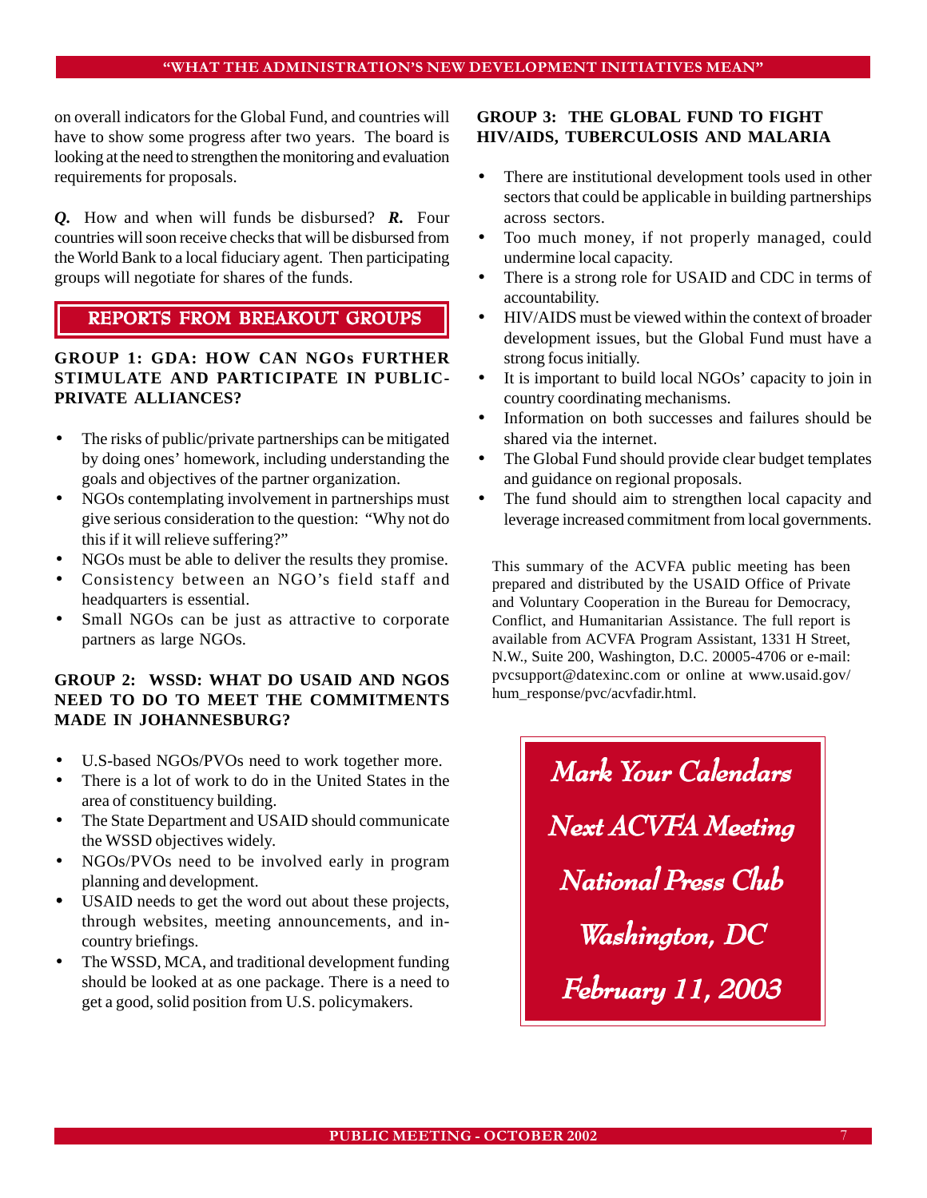on overall indicators for the Global Fund, and countries will have to show some progress after two years. The board is looking at the need to strengthen the monitoring and evaluation requirements for proposals.

***Q.*** How and when will funds be disbursed? ***R.*** Four countries will soon receive checks that will be disbursed from the World Bank to a local fiduciary agent. Then participating groups will negotiate for shares of the funds.

## REPORTS FROM BREAKOUT GROUPS

### GROUP 1: GDA: HOW CAN NGOs FURTHER STIMULATE AND PARTICIPATE IN PUBLIC-PRIVATE ALLIANCES?

- The risks of public/private partnerships can be mitigated by doing ones' homework, including understanding the goals and objectives of the partner organization.
- NGOs contemplating involvement in partnerships must give serious consideration to the question: "Why not do this if it will relieve suffering?"
- NGOs must be able to deliver the results they promise.
- Consistency between an NGO's field staff and headquarters is essential.
- Small NGOs can be just as attractive to corporate partners as large NGOs.

### GROUP 2: WSSD: WHAT DO USAID AND NGOS NEED TO DO TO MEET THE COMMITMENTS MADE IN JOHANNESBURG?

- U.S.-based NGOs/PVOs need to work together more.
- There is a lot of work to do in the United States in the area of constituency building.
- The State Department and USAID should communicate the WSSD objectives widely.
- NGOs/PVOs need to be involved early in program planning and development.
- USAID needs to get the word out about these projects, through websites, meeting announcements, and in-country briefings.
- The WSSD, MCA, and traditional development funding should be looked at as one package. There is a need to get a good, solid position from U.S. policymakers.

### GROUP 3: THE GLOBAL FUND TO FIGHT HIV/AIDS, TUBERCULOSIS AND MALARIA

- There are institutional development tools used in other sectors that could be applicable in building partnerships across sectors.
- Too much money, if not properly managed, could undermine local capacity.
- There is a strong role for USAID and CDC in terms of accountability.
- HIV/AIDS must be viewed within the context of broader development issues, but the Global Fund must have a strong focus initially.
- It is important to build local NGOs' capacity to join in country coordinating mechanisms.
- Information on both successes and failures should be shared via the internet.
- The Global Fund should provide clear budget templates and guidance on regional proposals.
- The fund should aim to strengthen local capacity and leverage increased commitment from local governments.

This summary of the ACVFA public meeting has been prepared and distributed by the USAID Office of Private and Voluntary Cooperation in the Bureau for Democracy, Conflict, and Humanitarian Assistance. The full report is available from ACVFA Program Assistant, 1331 H Street, N.W., Suite 200, Washington, D.C. 20005-4706 or e-mail: pvcsupport@datexinc.com or online at www.usaid.gov/hum_response/pvc/acvfadir.html.

*Mark Your Calendars*

*Next ACVFA Meeting*

*National Press Club*

*Washington, DC*

*February 11, 2003*